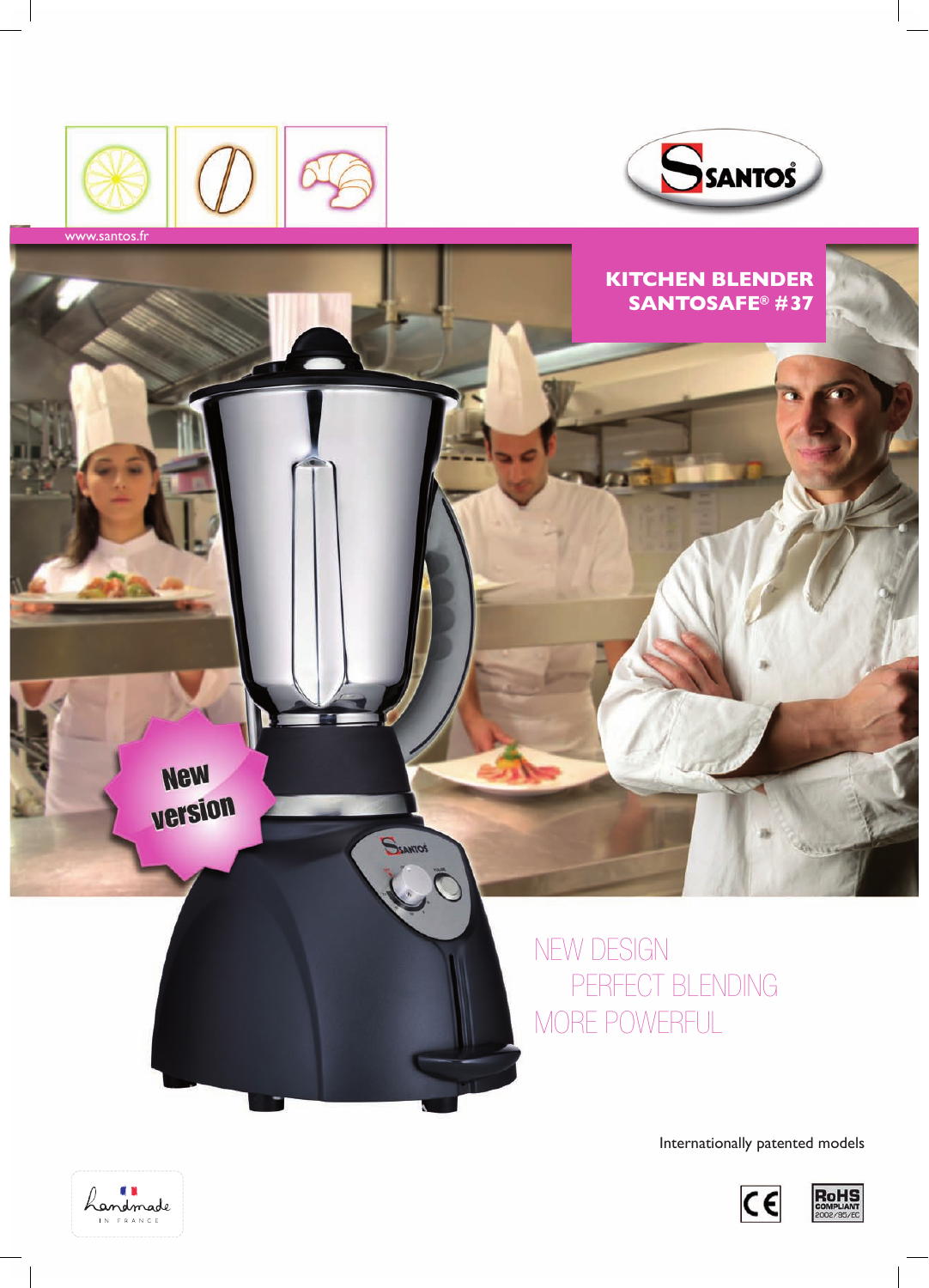www.santos.fr

# KITCHEN BLENDER SANTOSAFE® #37

New version

NEW DESIGN
PERFECT BLENDING
MORE POWERFUL

Internationally patented models

Handmade IN FRANCE

RoHS COMPLIANT 2002/95/EC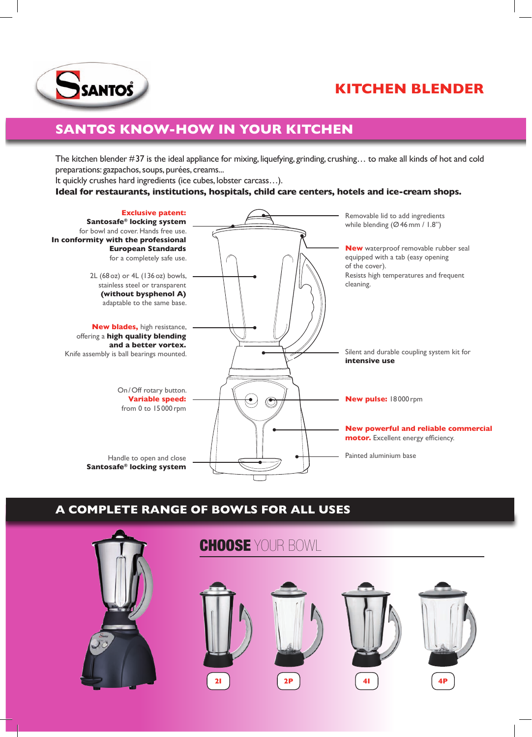# KITCHEN BLENDER

## SANTOS KNOW-HOW IN YOUR KITCHEN

The kitchen blender #37 is the ideal appliance for mixing, liquefying, grinding, crushing… to make all kinds of hot and cold preparations: gazpachos, soups, purées, creams...
It quickly crushes hard ingredients (ice cubes, lobster carcass…).
**Ideal for restaurants, institutions, hospitals, child care centers, hotels and ice-cream shops.**

**Exclusive patent:**
**Santosafe® locking system** for bowl and cover. Hands free use.
**In conformity with the professional European Standards** for a completely safe use.

2L (68 oz) or 4L (136 oz) bowls, stainless steel or transparent **(without bysphenol A)** adaptable to the same base.

**New blades,** high resistance, offering a **high quality blending and a better vortex.**
Knife assembly is ball bearings mounted.

On/Off rotary button.
**Variable speed:** from 0 to 15 000 rpm

Handle to open and close **Santosafe® locking system**

Removable lid to add ingredients while blending (Ø 46 mm / 1.8")

**New** waterproof removable rubber seal equipped with a tab (easy opening of the cover).
Resists high temperatures and frequent cleaning.

Silent and durable coupling system kit for **intensive use**

**New pulse:** 18 000 rpm

**New powerful and reliable commercial motor.** Excellent energy efficiency.

Painted aluminium base

## A COMPLETE RANGE OF BOWLS FOR ALL USES

**CHOOSE** YOUR BOWL

2I | 2P | 4I | 4P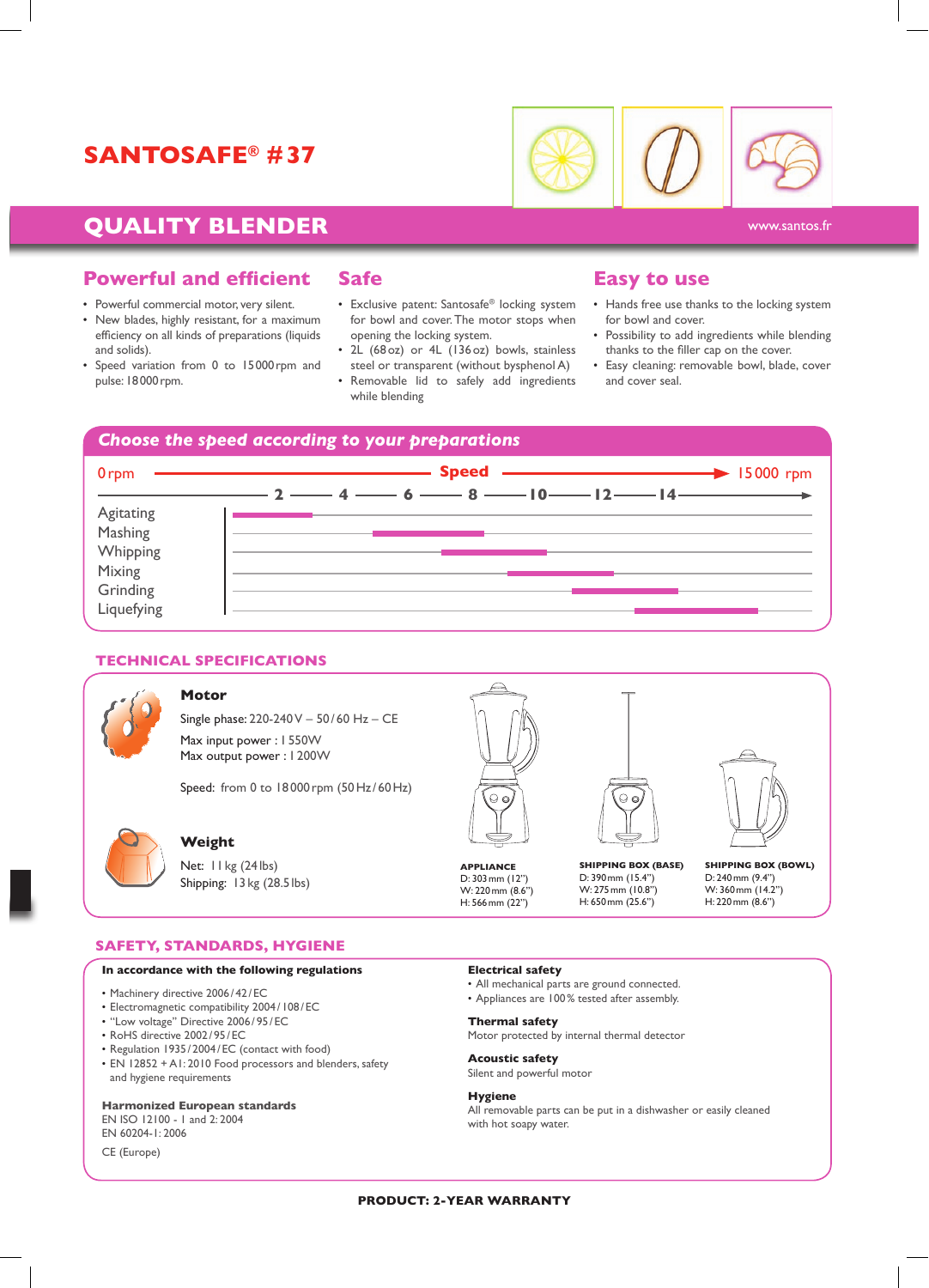# SANTOSAFE® #37

## QUALITY BLENDER

www.santos.fr

### Powerful and efficient

- Powerful commercial motor, very silent.
- New blades, highly resistant, for a maximum efficiency on all kinds of preparations (liquids and solids).
- Speed variation from 0 to 15 000 rpm and pulse: 18 000 rpm.

### Safe

- Exclusive patent: Santosafe® locking system for bowl and cover. The motor stops when opening the locking system.
- 2L (68 oz) or 4L (136 oz) bowls, stainless steel or transparent (without bysphenol A)
- Removable lid to safely add ingredients while blending

### Easy to use

- Hands free use thanks to the locking system for bowl and cover.
- Possibility to add ingredients while blending thanks to the filler cap on the cover.
- Easy cleaning: removable bowl, blade, cover and cover seal.

### *Choose the speed according to your preparations*

0 rpm — **Speed** → 15 000 rpm

| Preparation | Speed range (approx., × 1000 rpm) |
|---|---|
| Agitating | 0 – 2 |
| Mashing | 4 – 7 |
| Whipping | 6 – 8 |
| Mixing | 8 – 10 |
| Grinding | 10 – 12 |
| Liquefying | 12 – 14 |

### TECHNICAL SPECIFICATIONS

**Motor**

Single phase: 220-240 V – 50 / 60 Hz – CE

Max input power : 1 550W
Max output power : 1 200W

Speed: from 0 to 18 000 rpm (50 Hz / 60 Hz)

**Weight**

Net: 11 kg (24 lbs)
Shipping: 13 kg (28.5 lbs)

| APPLIANCE | SHIPPING BOX (BASE) | SHIPPING BOX (BOWL) |
|---|---|---|
| D: 303 mm (12") | D: 390 mm (15.4") | D: 240 mm (9.4") |
| W: 220 mm (8.6") | W: 275 mm (10.8") | W: 360 mm (14.2") |
| H: 566 mm (22") | H: 650 mm (25.6") | H: 220 mm (8.6") |

### SAFETY, STANDARDS, HYGIENE

**In accordance with the following regulations**

- Machinery directive 2006 / 42 / EC
- Electromagnetic compatibility 2004 / 108 / EC
- "Low voltage" Directive 2006 / 95 / EC
- RoHS directive 2002 / 95 / EC
- Regulation 1935 / 2004 / EC (contact with food)
- EN 12852 + A1: 2010 Food processors and blenders, safety and hygiene requirements

**Harmonized European standards**
EN ISO 12100 - 1 and 2: 2004
EN 60204-1: 2006

CE (Europe)

**Electrical safety**
- All mechanical parts are ground connected.
- Appliances are 100 % tested after assembly.

**Thermal safety**
Motor protected by internal thermal detector

**Acoustic safety**
Silent and powerful motor

**Hygiene**
All removable parts can be put in a dishwasher or easily cleaned with hot soapy water.

**PRODUCT: 2-YEAR WARRANTY**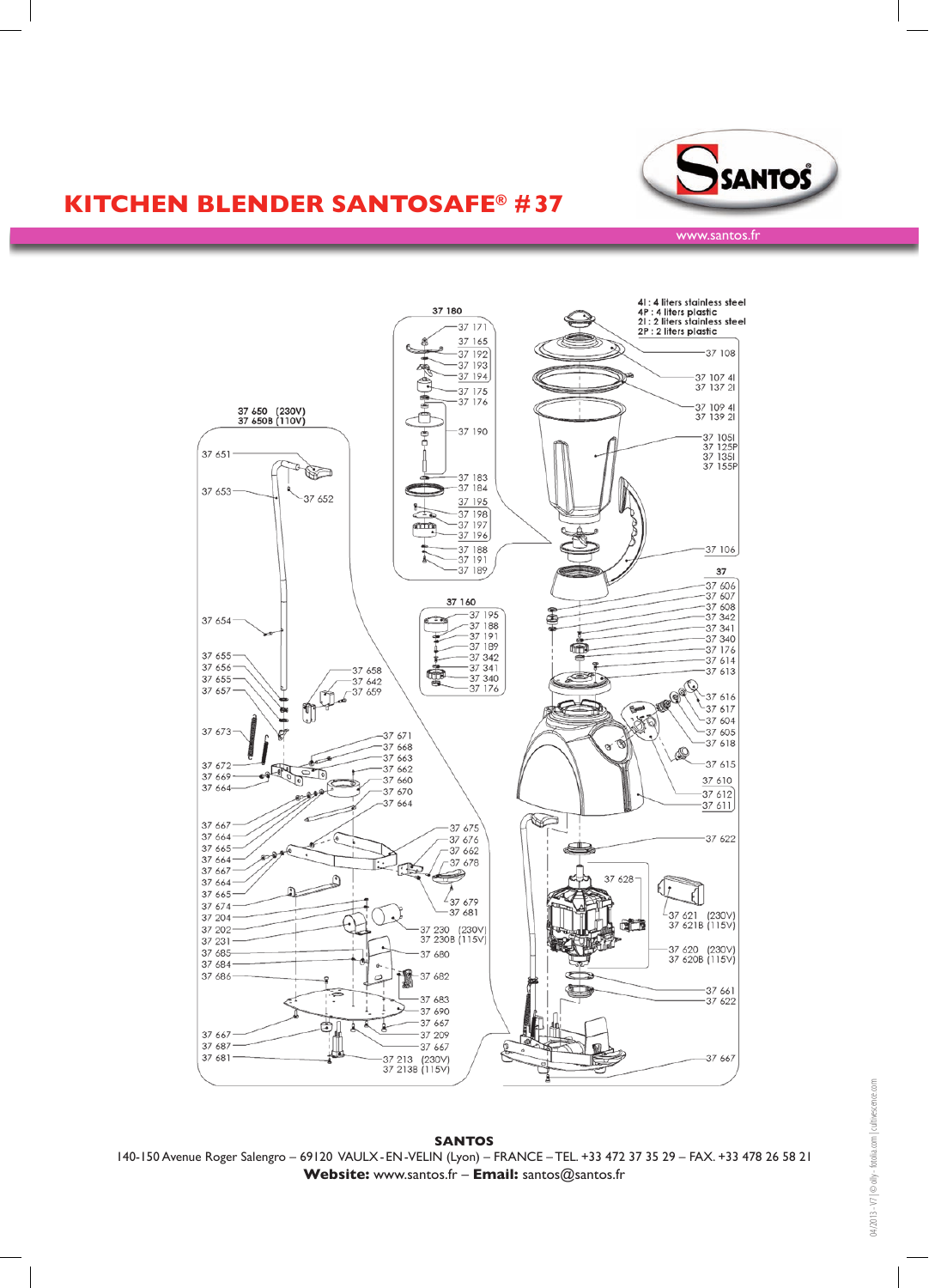# KITCHEN BLENDER SANTOSAFE® #37

SANTOS

www.santos.fr

4l : 4 liters stainless steel
4P : 4 liters plastic
2l : 2 liters stainless steel
2P : 2 liters plastic

37 180
37 171
37 165
37 192
37 193
37 194
37 175
37 176
37 190
37 183
37 184
37 195
37 198
37 197
37 196
37 188
37 191
37 189

37 108
37 107 4l
37 137 2l
37 109 4l
37 139 2l
37 105l
37 125P
37 135l
37 155P
37 106

37 650 (230V)
37 650B (110V)
37 651
37 653
37 652
37 654
37 655
37 656
37 655
37 657
37 658
37 642
37 659
37 673
37 672
37 669
37 664
37 671
37 668
37 663
37 662
37 660
37 670
37 664
37 667
37 664
37 665
37 664
37 667
37 664
37 665
37 674
37 204
37 202
37 231
37 685
37 684
37 686
37 667
37 687
37 681

37 160
37 195
37 188
37 191
37 189
37 342
37 341
37 340
37 176

37 675
37 676
37 662
37 678
37 679
37 681
37 230 (230V)
37 230B (115V)
37 680
37 682
37 683
37 690
37 667
37 209
37 667
37 213 (230V)
37 213B (115V)

37
37 606
37 607
37 608
37 342
37 341
37 340
37 176
37 614
37 613
37 616
37 617
37 604
37 605
37 618
37 615
37 610
37 612
37 611
37 622
37 628
37 621 (230V)
37 621B (115V)
37 620 (230V)
37 620B (115V)
37 661
37 622
37 667

**SANTOS**

140-150 Avenue Roger Salengro – 69120 VAULX-EN-VELIN (Lyon) – FRANCE – TEL. +33 472 37 35 29 – FAX. +33 478 26 58 21

**Website:** www.santos.fr – **Email:** santos@santos.fr

04/2013 - V7 | © olly - fotolia.com | cultivescence.com